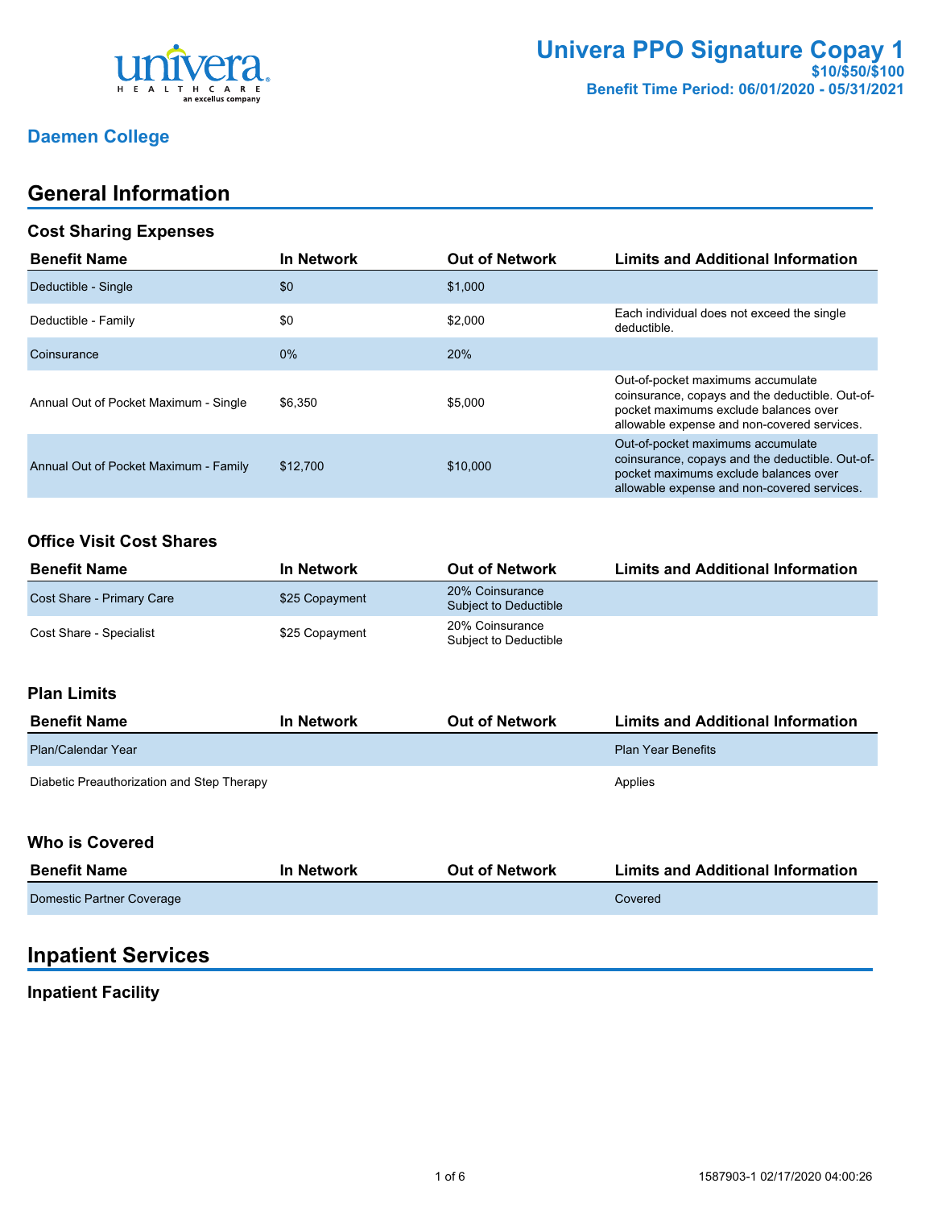univera HEALTHCARE an excellus company

# Univera PPO Signature Copay 1

**$10/$50/$100**

**Benefit Time Period: 06/01/2020 - 05/31/2021**

## Daemen College

# General Information

### Cost Sharing Expenses

| Benefit Name | In Network | Out of Network | Limits and Additional Information |
| --- | --- | --- | --- |
| Deductible - Single | $0 | $1,000 | |
| Deductible - Family | $0 | $2,000 | Each individual does not exceed the single deductible. |
| Coinsurance | 0% | 20% | |
| Annual Out of Pocket Maximum - Single | $6,350 | $5,000 | Out-of-pocket maximums accumulate coinsurance, copays and the deductible. Out-of-pocket maximums exclude balances over allowable expense and non-covered services. |
| Annual Out of Pocket Maximum - Family | $12,700 | $10,000 | Out-of-pocket maximums accumulate coinsurance, copays and the deductible. Out-of-pocket maximums exclude balances over allowable expense and non-covered services. |

### Office Visit Cost Shares

| Benefit Name | In Network | Out of Network | Limits and Additional Information |
| --- | --- | --- | --- |
| Cost Share - Primary Care | $25 Copayment | 20% Coinsurance Subject to Deductible | |
| Cost Share - Specialist | $25 Copayment | 20% Coinsurance Subject to Deductible | |

### Plan Limits

| Benefit Name | In Network | Out of Network | Limits and Additional Information |
| --- | --- | --- | --- |
| Plan/Calendar Year | | | Plan Year Benefits |
| Diabetic Preauthorization and Step Therapy | | | Applies |

### Who is Covered

| Benefit Name | In Network | Out of Network | Limits and Additional Information |
| --- | --- | --- | --- |
| Domestic Partner Coverage | | | Covered |

# Inpatient Services

### Inpatient Facility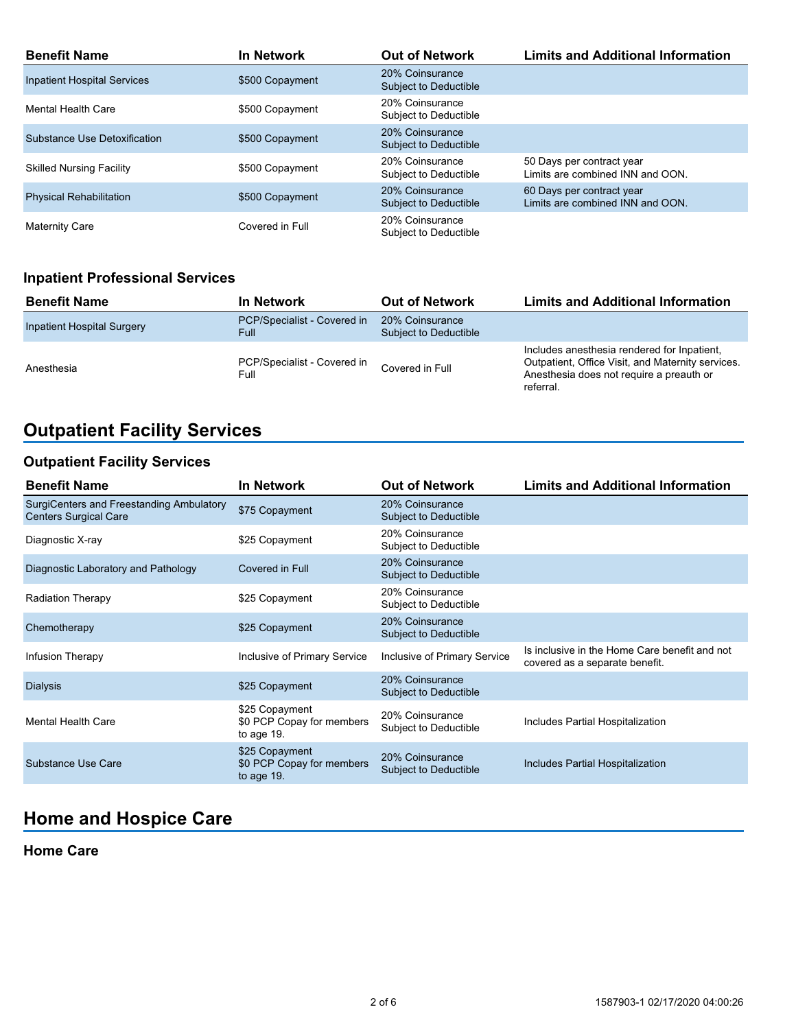| Benefit Name | In Network | Out of Network | Limits and Additional Information |
|---|---|---|---|
| Inpatient Hospital Services | $500 Copayment | 20% Coinsurance Subject to Deductible | |
| Mental Health Care | $500 Copayment | 20% Coinsurance Subject to Deductible | |
| Substance Use Detoxification | $500 Copayment | 20% Coinsurance Subject to Deductible | |
| Skilled Nursing Facility | $500 Copayment | 20% Coinsurance Subject to Deductible | 50 Days per contract year Limits are combined INN and OON. |
| Physical Rehabilitation | $500 Copayment | 20% Coinsurance Subject to Deductible | 60 Days per contract year Limits are combined INN and OON. |
| Maternity Care | Covered in Full | 20% Coinsurance Subject to Deductible | |

### Inpatient Professional Services

| Benefit Name | In Network | Out of Network | Limits and Additional Information |
|---|---|---|---|
| Inpatient Hospital Surgery | PCP/Specialist - Covered in Full | 20% Coinsurance Subject to Deductible | |
| Anesthesia | PCP/Specialist - Covered in Full | Covered in Full | Includes anesthesia rendered for Inpatient, Outpatient, Office Visit, and Maternity services. Anesthesia does not require a preauth or referral. |

## Outpatient Facility Services

### Outpatient Facility Services

| Benefit Name | In Network | Out of Network | Limits and Additional Information |
|---|---|---|---|
| SurgiCenters and Freestanding Ambulatory Centers Surgical Care | $75 Copayment | 20% Coinsurance Subject to Deductible | |
| Diagnostic X-ray | $25 Copayment | 20% Coinsurance Subject to Deductible | |
| Diagnostic Laboratory and Pathology | Covered in Full | 20% Coinsurance Subject to Deductible | |
| Radiation Therapy | $25 Copayment | 20% Coinsurance Subject to Deductible | |
| Chemotherapy | $25 Copayment | 20% Coinsurance Subject to Deductible | |
| Infusion Therapy | Inclusive of Primary Service | Inclusive of Primary Service | Is inclusive in the Home Care benefit and not covered as a separate benefit. |
| Dialysis | $25 Copayment | 20% Coinsurance Subject to Deductible | |
| Mental Health Care | $25 Copayment $0 PCP Copay for members to age 19. | 20% Coinsurance Subject to Deductible | Includes Partial Hospitalization |
| Substance Use Care | $25 Copayment $0 PCP Copay for members to age 19. | 20% Coinsurance Subject to Deductible | Includes Partial Hospitalization |

## Home and Hospice Care

### Home Care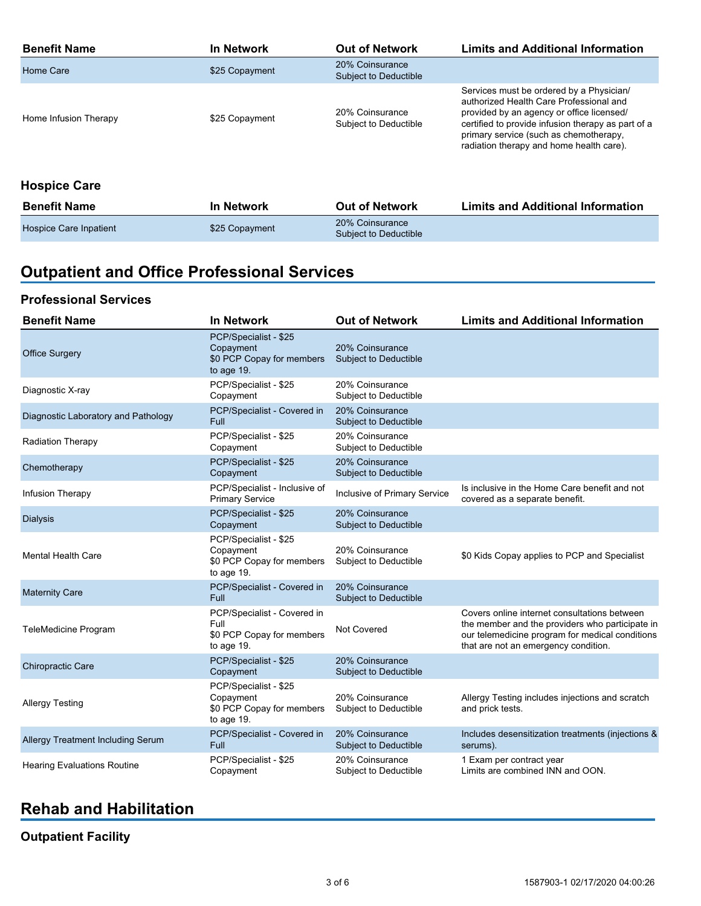| Benefit Name | In Network | Out of Network | Limits and Additional Information |
|---|---|---|---|
| Home Care | $25 Copayment | 20% Coinsurance Subject to Deductible | |
| Home Infusion Therapy | $25 Copayment | 20% Coinsurance Subject to Deductible | Services must be ordered by a Physician/ authorized Health Care Professional and provided by an agency or office licensed/ certified to provide infusion therapy as part of a primary service (such as chemotherapy, radiation therapy and home health care). |

### Hospice Care

| Benefit Name | In Network | Out of Network | Limits and Additional Information |
|---|---|---|---|
| Hospice Care Inpatient | $25 Copayment | 20% Coinsurance Subject to Deductible | |

## Outpatient and Office Professional Services

### Professional Services

| Benefit Name | In Network | Out of Network | Limits and Additional Information |
|---|---|---|---|
| Office Surgery | PCP/Specialist - $25 Copayment<br>$0 PCP Copay for members to age 19. | 20% Coinsurance Subject to Deductible | |
| Diagnostic X-ray | PCP/Specialist - $25 Copayment | 20% Coinsurance Subject to Deductible | |
| Diagnostic Laboratory and Pathology | PCP/Specialist - Covered in Full | 20% Coinsurance Subject to Deductible | |
| Radiation Therapy | PCP/Specialist - $25 Copayment | 20% Coinsurance Subject to Deductible | |
| Chemotherapy | PCP/Specialist - $25 Copayment | 20% Coinsurance Subject to Deductible | |
| Infusion Therapy | PCP/Specialist - Inclusive of Primary Service | Inclusive of Primary Service | Is inclusive in the Home Care benefit and not covered as a separate benefit. |
| Dialysis | PCP/Specialist - $25 Copayment | 20% Coinsurance Subject to Deductible | |
| Mental Health Care | PCP/Specialist - $25 Copayment<br>$0 PCP Copay for members to age 19. | 20% Coinsurance Subject to Deductible | $0 Kids Copay applies to PCP and Specialist |
| Maternity Care | PCP/Specialist - Covered in Full | 20% Coinsurance Subject to Deductible | |
| TeleMedicine Program | PCP/Specialist - Covered in Full<br>$0 PCP Copay for members to age 19. | Not Covered | Covers online internet consultations between the member and the providers who participate in our telemedicine program for medical conditions that are not an emergency condition. |
| Chiropractic Care | PCP/Specialist - $25 Copayment | 20% Coinsurance Subject to Deductible | |
| Allergy Testing | PCP/Specialist - $25 Copayment<br>$0 PCP Copay for members to age 19. | 20% Coinsurance Subject to Deductible | Allergy Testing includes injections and scratch and prick tests. |
| Allergy Treatment Including Serum | PCP/Specialist - Covered in Full | 20% Coinsurance Subject to Deductible | Includes desensitization treatments (injections & serums). |
| Hearing Evaluations Routine | PCP/Specialist - $25 Copayment | 20% Coinsurance Subject to Deductible | 1 Exam per contract year<br>Limits are combined INN and OON. |

## Rehab and Habilitation

### Outpatient Facility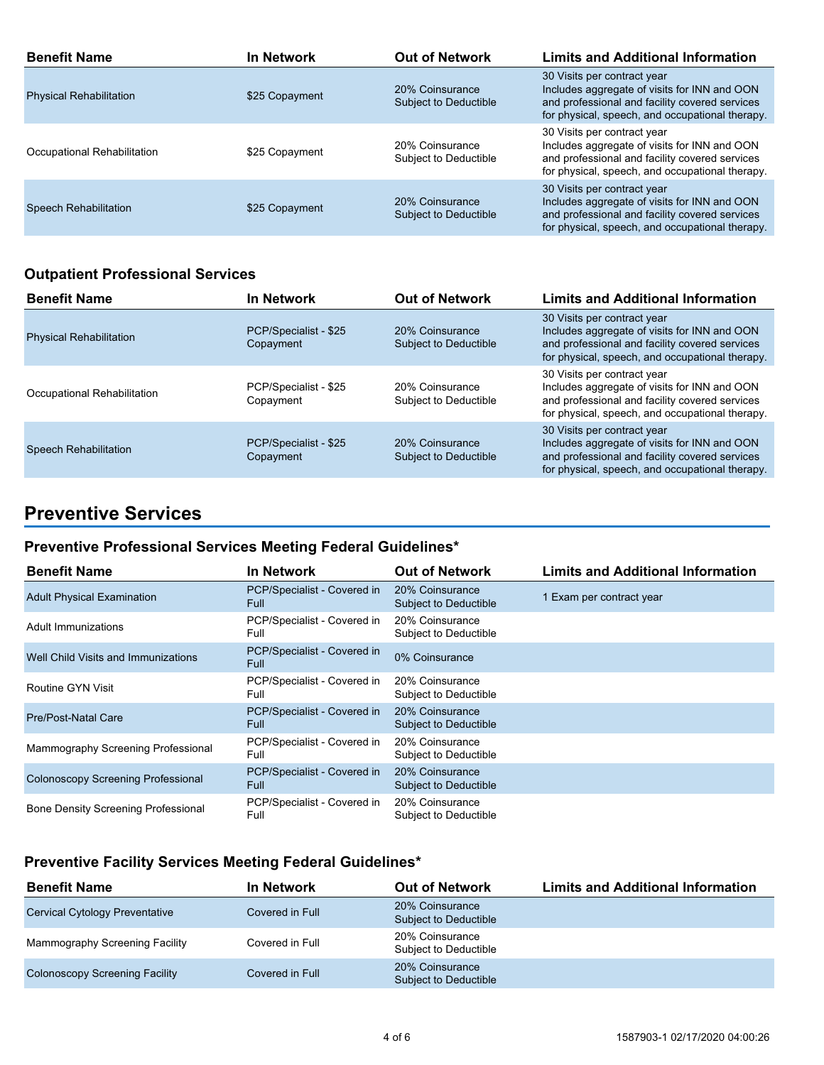| Benefit Name | In Network | Out of Network | Limits and Additional Information |
|---|---|---|---|
| Physical Rehabilitation | $25 Copayment | 20% Coinsurance Subject to Deductible | 30 Visits per contract year Includes aggregate of visits for INN and OON and professional and facility covered services for physical, speech, and occupational therapy. |
| Occupational Rehabilitation | $25 Copayment | 20% Coinsurance Subject to Deductible | 30 Visits per contract year Includes aggregate of visits for INN and OON and professional and facility covered services for physical, speech, and occupational therapy. |
| Speech Rehabilitation | $25 Copayment | 20% Coinsurance Subject to Deductible | 30 Visits per contract year Includes aggregate of visits for INN and OON and professional and facility covered services for physical, speech, and occupational therapy. |

### Outpatient Professional Services

| Benefit Name | In Network | Out of Network | Limits and Additional Information |
|---|---|---|---|
| Physical Rehabilitation | PCP/Specialist - $25 Copayment | 20% Coinsurance Subject to Deductible | 30 Visits per contract year Includes aggregate of visits for INN and OON and professional and facility covered services for physical, speech, and occupational therapy. |
| Occupational Rehabilitation | PCP/Specialist - $25 Copayment | 20% Coinsurance Subject to Deductible | 30 Visits per contract year Includes aggregate of visits for INN and OON and professional and facility covered services for physical, speech, and occupational therapy. |
| Speech Rehabilitation | PCP/Specialist - $25 Copayment | 20% Coinsurance Subject to Deductible | 30 Visits per contract year Includes aggregate of visits for INN and OON and professional and facility covered services for physical, speech, and occupational therapy. |

## Preventive Services

### Preventive Professional Services Meeting Federal Guidelines*

| Benefit Name | In Network | Out of Network | Limits and Additional Information |
|---|---|---|---|
| Adult Physical Examination | PCP/Specialist - Covered in Full | 20% Coinsurance Subject to Deductible | 1 Exam per contract year |
| Adult Immunizations | PCP/Specialist - Covered in Full | 20% Coinsurance Subject to Deductible | |
| Well Child Visits and Immunizations | PCP/Specialist - Covered in Full | 0% Coinsurance | |
| Routine GYN Visit | PCP/Specialist - Covered in Full | 20% Coinsurance Subject to Deductible | |
| Pre/Post-Natal Care | PCP/Specialist - Covered in Full | 20% Coinsurance Subject to Deductible | |
| Mammography Screening Professional | PCP/Specialist - Covered in Full | 20% Coinsurance Subject to Deductible | |
| Colonoscopy Screening Professional | PCP/Specialist - Covered in Full | 20% Coinsurance Subject to Deductible | |
| Bone Density Screening Professional | PCP/Specialist - Covered in Full | 20% Coinsurance Subject to Deductible | |

### Preventive Facility Services Meeting Federal Guidelines*

| Benefit Name | In Network | Out of Network | Limits and Additional Information |
|---|---|---|---|
| Cervical Cytology Preventative | Covered in Full | 20% Coinsurance Subject to Deductible | |
| Mammography Screening Facility | Covered in Full | 20% Coinsurance Subject to Deductible | |
| Colonoscopy Screening Facility | Covered in Full | 20% Coinsurance Subject to Deductible | |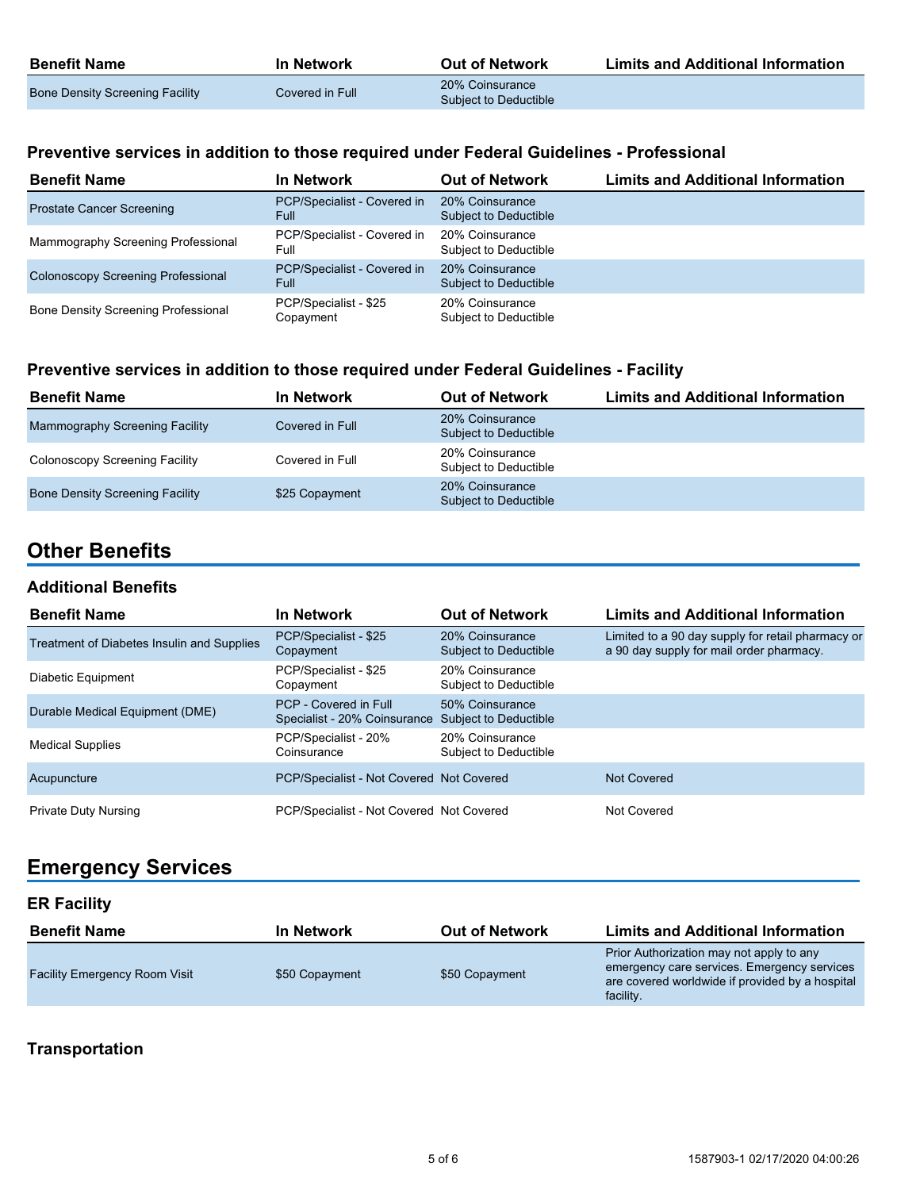| Benefit Name | In Network | Out of Network | Limits and Additional Information |
|---|---|---|---|
| Bone Density Screening Facility | Covered in Full | 20% Coinsurance Subject to Deductible | |

### Preventive services in addition to those required under Federal Guidelines - Professional

| Benefit Name | In Network | Out of Network | Limits and Additional Information |
|---|---|---|---|
| Prostate Cancer Screening | PCP/Specialist - Covered in Full | 20% Coinsurance Subject to Deductible | |
| Mammography Screening Professional | PCP/Specialist - Covered in Full | 20% Coinsurance Subject to Deductible | |
| Colonoscopy Screening Professional | PCP/Specialist - Covered in Full | 20% Coinsurance Subject to Deductible | |
| Bone Density Screening Professional | PCP/Specialist - $25 Copayment | 20% Coinsurance Subject to Deductible | |

### Preventive services in addition to those required under Federal Guidelines - Facility

| Benefit Name | In Network | Out of Network | Limits and Additional Information |
|---|---|---|---|
| Mammography Screening Facility | Covered in Full | 20% Coinsurance Subject to Deductible | |
| Colonoscopy Screening Facility | Covered in Full | 20% Coinsurance Subject to Deductible | |
| Bone Density Screening Facility | $25 Copayment | 20% Coinsurance Subject to Deductible | |

## Other Benefits

### Additional Benefits

| Benefit Name | In Network | Out of Network | Limits and Additional Information |
|---|---|---|---|
| Treatment of Diabetes Insulin and Supplies | PCP/Specialist - $25 Copayment | 20% Coinsurance Subject to Deductible | Limited to a 90 day supply for retail pharmacy or a 90 day supply for mail order pharmacy. |
| Diabetic Equipment | PCP/Specialist - $25 Copayment | 20% Coinsurance Subject to Deductible | |
| Durable Medical Equipment (DME) | PCP - Covered in Full Specialist - 20% Coinsurance | 50% Coinsurance Subject to Deductible | |
| Medical Supplies | PCP/Specialist - 20% Coinsurance | 20% Coinsurance Subject to Deductible | |
| Acupuncture | PCP/Specialist - Not Covered | Not Covered | Not Covered |
| Private Duty Nursing | PCP/Specialist - Not Covered | Not Covered | Not Covered |

## Emergency Services

### ER Facility

| Benefit Name | In Network | Out of Network | Limits and Additional Information |
|---|---|---|---|
| Facility Emergency Room Visit | $50 Copayment | $50 Copayment | Prior Authorization may not apply to any emergency care services. Emergency services are covered worldwide if provided by a hospital facility. |

### Transportation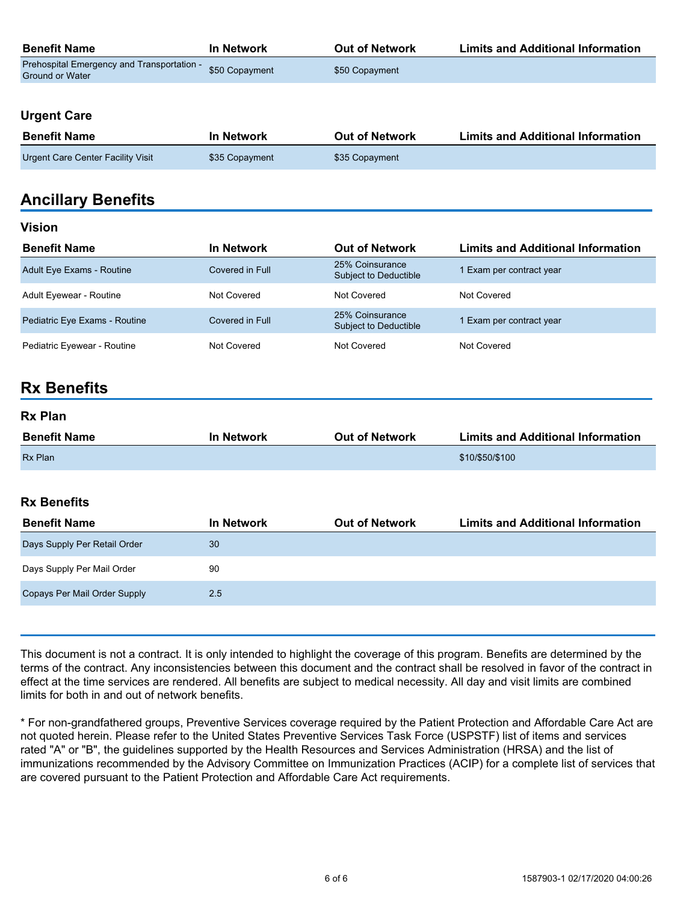| Benefit Name | In Network | Out of Network | Limits and Additional Information |
| --- | --- | --- | --- |
| Prehospital Emergency and Transportation - Ground or Water | $50 Copayment | $50 Copayment | |

### Urgent Care

| Benefit Name | In Network | Out of Network | Limits and Additional Information |
| --- | --- | --- | --- |
| Urgent Care Center Facility Visit | $35 Copayment | $35 Copayment | |

## Ancillary Benefits

### Vision

| Benefit Name | In Network | Out of Network | Limits and Additional Information |
| --- | --- | --- | --- |
| Adult Eye Exams - Routine | Covered in Full | 25% Coinsurance Subject to Deductible | 1 Exam per contract year |
| Adult Eyewear - Routine | Not Covered | Not Covered | Not Covered |
| Pediatric Eye Exams - Routine | Covered in Full | 25% Coinsurance Subject to Deductible | 1 Exam per contract year |
| Pediatric Eyewear - Routine | Not Covered | Not Covered | Not Covered |

## Rx Benefits

### Rx Plan

| Benefit Name | In Network | Out of Network | Limits and Additional Information |
| --- | --- | --- | --- |
| Rx Plan | | | $10/$50/$100 |

### Rx Benefits

| Benefit Name | In Network | Out of Network | Limits and Additional Information |
| --- | --- | --- | --- |
| Days Supply Per Retail Order | 30 | | |
| Days Supply Per Mail Order | 90 | | |
| Copays Per Mail Order Supply | 2.5 | | |

This document is not a contract. It is only intended to highlight the coverage of this program. Benefits are determined by the terms of the contract. Any inconsistencies between this document and the contract shall be resolved in favor of the contract in effect at the time services are rendered. All benefits are subject to medical necessity. All day and visit limits are combined limits for both in and out of network benefits.

* For non-grandfathered groups, Preventive Services coverage required by the Patient Protection and Affordable Care Act are not quoted herein. Please refer to the United States Preventive Services Task Force (USPSTF) list of items and services rated "A" or "B", the guidelines supported by the Health Resources and Services Administration (HRSA) and the list of immunizations recommended by the Advisory Committee on Immunization Practices (ACIP) for a complete list of services that are covered pursuant to the Patient Protection and Affordable Care Act requirements.

1587903-1 02/17/2020 04:00:26